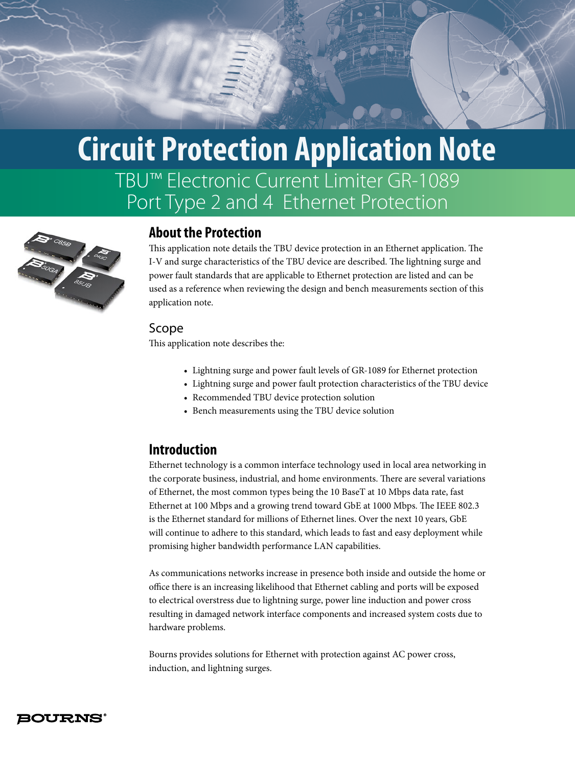# Circuit Protection Application Note

## TBU™ Electronic Current Limiter GR-1089 Port Type 2 and 4 Ethernet Protection

## About the Protection

This application note details the TBU device protection in an Ethernet application. The I-V and surge characteristics of the TBU device are described. The lightning surge and power fault standards that are applicable to Ethernet protection are listed and can be used as a reference when reviewing the design and bench measurements section of this application note.

### Scope

This application note describes the:

- Lightning surge and power fault levels of GR-1089 for Ethernet protection
- Lightning surge and power fault protection characteristics of the TBU device
- Recommended TBU device protection solution
- Bench measurements using the TBU device solution

## Introduction

Ethernet technology is a common interface technology used in local area networking in the corporate business, industrial, and home environments. There are several variations of Ethernet, the most common types being the 10 BaseT at 10 Mbps data rate, fast Ethernet at 100 Mbps and a growing trend toward GbE at 1000 Mbps. The IEEE 802.3 is the Ethernet standard for millions of Ethernet lines. Over the next 10 years, GbE will continue to adhere to this standard, which leads to fast and easy deployment while promising higher bandwidth performance LAN capabilities.

As communications networks increase in presence both inside and outside the home or office there is an increasing likelihood that Ethernet cabling and ports will be exposed to electrical overstress due to lightning surge, power line induction and power cross resulting in damaged network interface components and increased system costs due to hardware problems.

Bourns provides solutions for Ethernet with protection against AC power cross, induction, and lightning surges.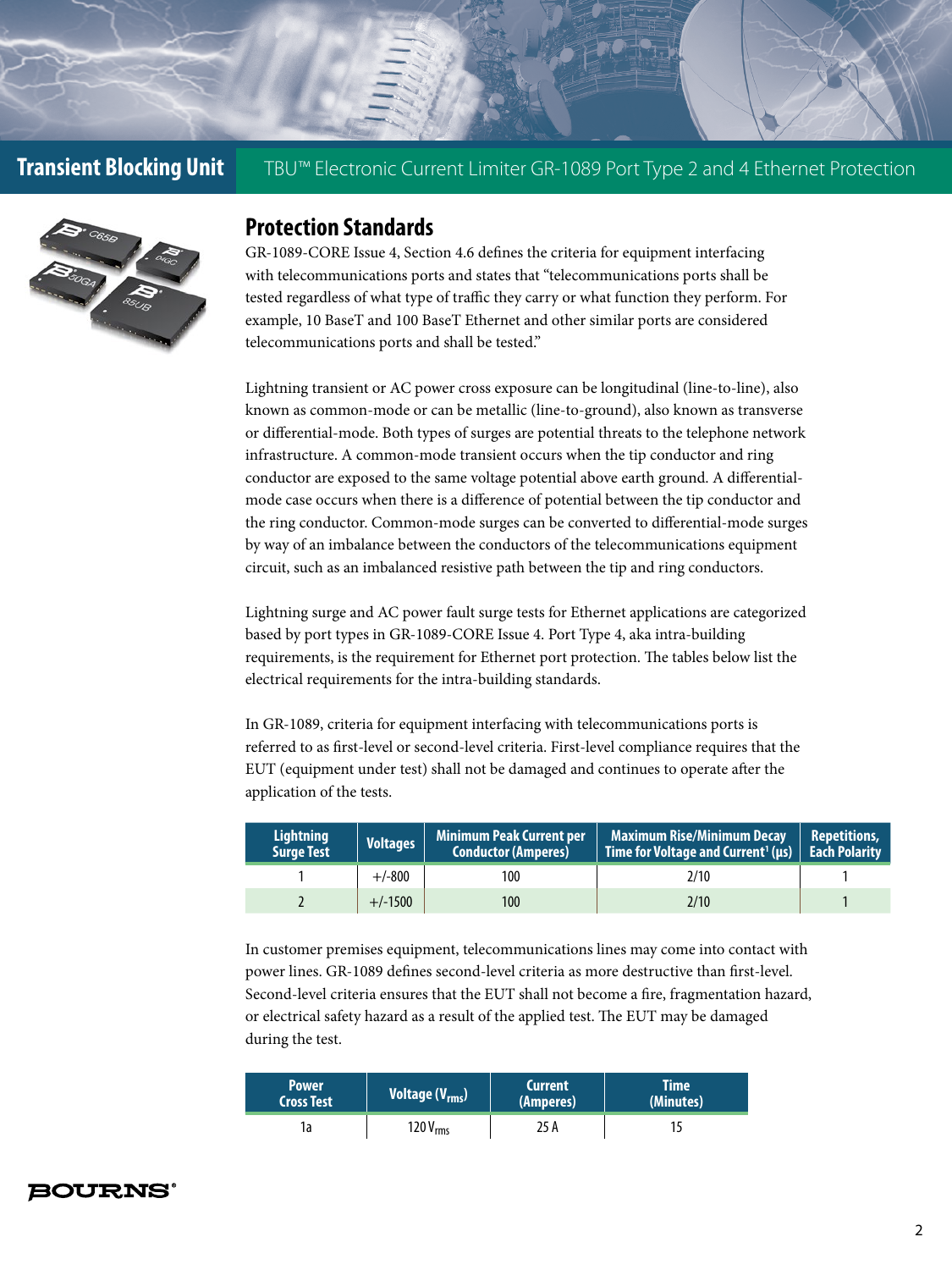## Protection Standards

GR-1089-CORE Issue 4, Section 4.6 defines the criteria for equipment interfacing with telecommunications ports and states that "telecommunications ports shall be tested regardless of what type of traffic they carry or what function they perform. For example, 10 BaseT and 100 BaseT Ethernet and other similar ports are considered telecommunications ports and shall be tested."

Lightning transient or AC power cross exposure can be longitudinal (line-to-line), also known as common-mode or can be metallic (line-to-ground), also known as transverse or differential-mode. Both types of surges are potential threats to the telephone network infrastructure. A common-mode transient occurs when the tip conductor and ring conductor are exposed to the same voltage potential above earth ground. A differential-mode case occurs when there is a difference of potential between the tip conductor and the ring conductor. Common-mode surges can be converted to differential-mode surges by way of an imbalance between the conductors of the telecommunications equipment circuit, such as an imbalanced resistive path between the tip and ring conductors.

Lightning surge and AC power fault surge tests for Ethernet applications are categorized based by port types in GR-1089-CORE Issue 4. Port Type 4, aka intra-building requirements, is the requirement for Ethernet port protection. The tables below list the electrical requirements for the intra-building standards.

In GR-1089, criteria for equipment interfacing with telecommunications ports is referred to as first-level or second-level criteria. First-level compliance requires that the EUT (equipment under test) shall not be damaged and continues to operate after the application of the tests.

| Lightning Surge Test | Voltages | Minimum Peak Current per Conductor (Amperes) | Maximum Rise/Minimum Decay Time for Voltage and Current[1] (µs) | Repetitions, Each Polarity |
|---|---|---|---|---|
| 1 | +/-800 | 100 | 2/10 | 1 |
| 2 | +/-1500 | 100 | 2/10 | 1 |

In customer premises equipment, telecommunications lines may come into contact with power lines. GR-1089 defines second-level criteria as more destructive than first-level. Second-level criteria ensures that the EUT shall not become a fire, fragmentation hazard, or electrical safety hazard as a result of the applied test. The EUT may be damaged during the test.

| Power Cross Test | Voltage ($V_{rms}$) | Current (Amperes) | Time (Minutes) |
|---|---|---|---|
| 1a | 120 $V_{rms}$ | 25 A | 15 |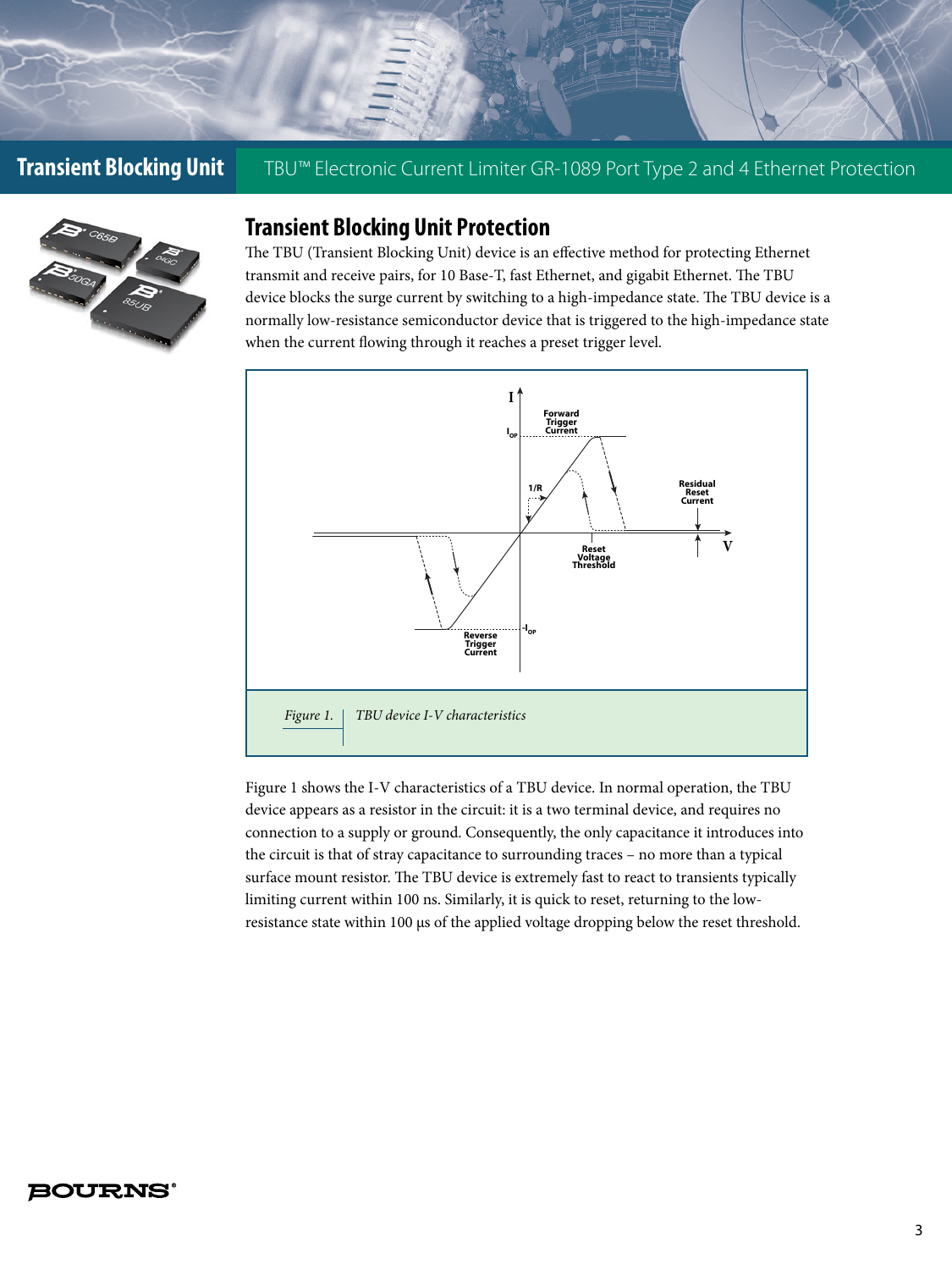# Transient Blocking Unit Protection

The TBU (Transient Blocking Unit) device is an effective method for protecting Ethernet transmit and receive pairs, for 10 Base-T, fast Ethernet, and gigabit Ethernet. The TBU device blocks the surge current by switching to a high-impedance state. The TBU device is a normally low-resistance semiconductor device that is triggered to the high-impedance state when the current flowing through it reaches a preset trigger level.

*Figure 1. TBU device I-V characteristics*

Figure 1 shows the I-V characteristics of a TBU device. In normal operation, the TBU device appears as a resistor in the circuit: it is a two terminal device, and requires no connection to a supply or ground. Consequently, the only capacitance it introduces into the circuit is that of stray capacitance to surrounding traces – no more than a typical surface mount resistor. The TBU device is extremely fast to react to transients typically limiting current within 100 ns. Similarly, it is quick to reset, returning to the low-resistance state within 100 µs of the applied voltage dropping below the reset threshold.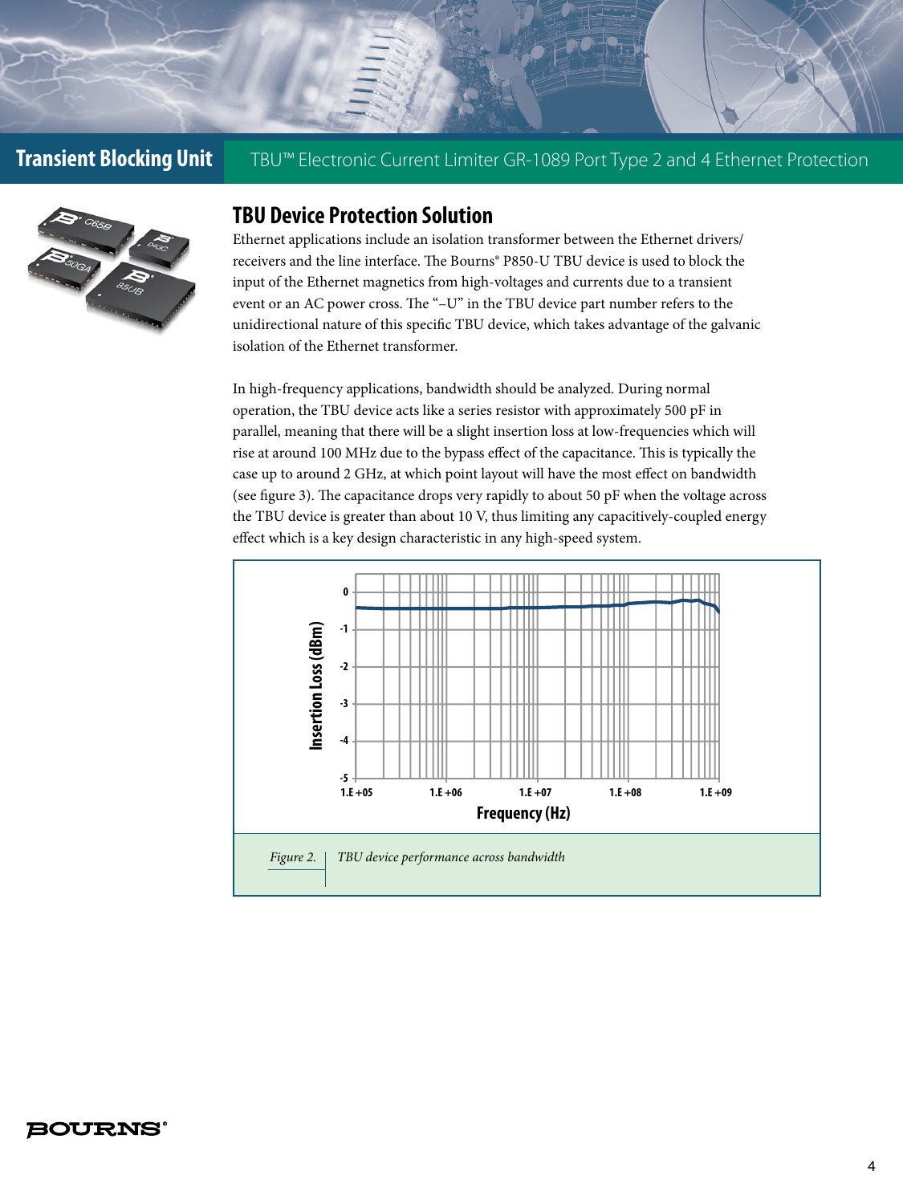## TBU Device Protection Solution

Ethernet applications include an isolation transformer between the Ethernet drivers/receivers and the line interface. The Bourns® P850-U TBU device is used to block the input of the Ethernet magnetics from high-voltages and currents due to a transient event or an AC power cross. The "–U" in the TBU device part number refers to the unidirectional nature of this specific TBU device, which takes advantage of the galvanic isolation of the Ethernet transformer.

In high-frequency applications, bandwidth should be analyzed. During normal operation, the TBU device acts like a series resistor with approximately 500 pF in parallel, meaning that there will be a slight insertion loss at low-frequencies which will rise at around 100 MHz due to the bypass effect of the capacitance. This is typically the case up to around 2 GHz, at which point layout will have the most effect on bandwidth (see figure 3). The capacitance drops very rapidly to about 50 pF when the voltage across the TBU device is greater than about 10 V, thus limiting any capacitively-coupled energy effect which is a key design characteristic in any high-speed system.

*Figure 2.* *TBU device performance across bandwidth*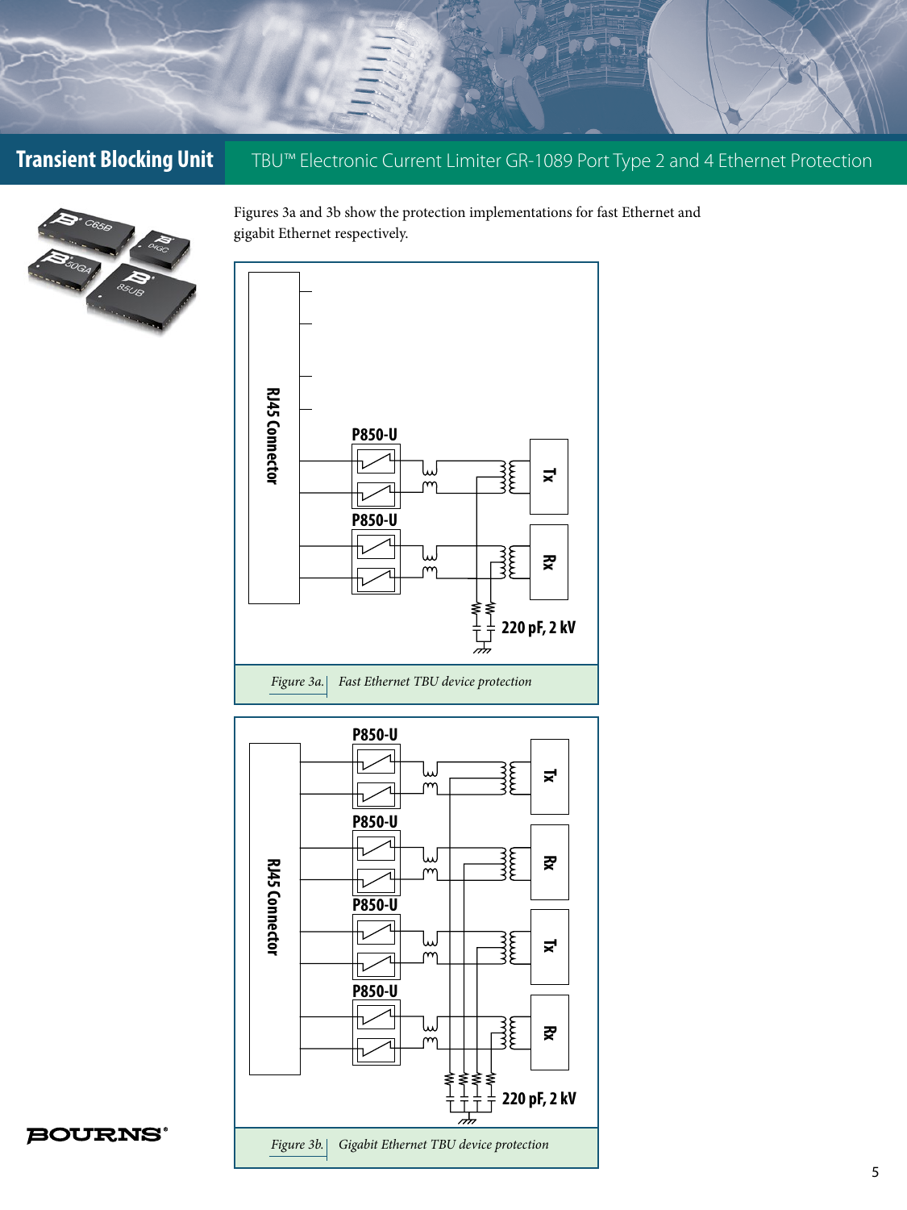Figures 3a and 3b show the protection implementations for fast Ethernet and gigabit Ethernet respectively.

*Figure 3a. Fast Ethernet TBU device protection*

*Figure 3b. Gigabit Ethernet TBU device protection*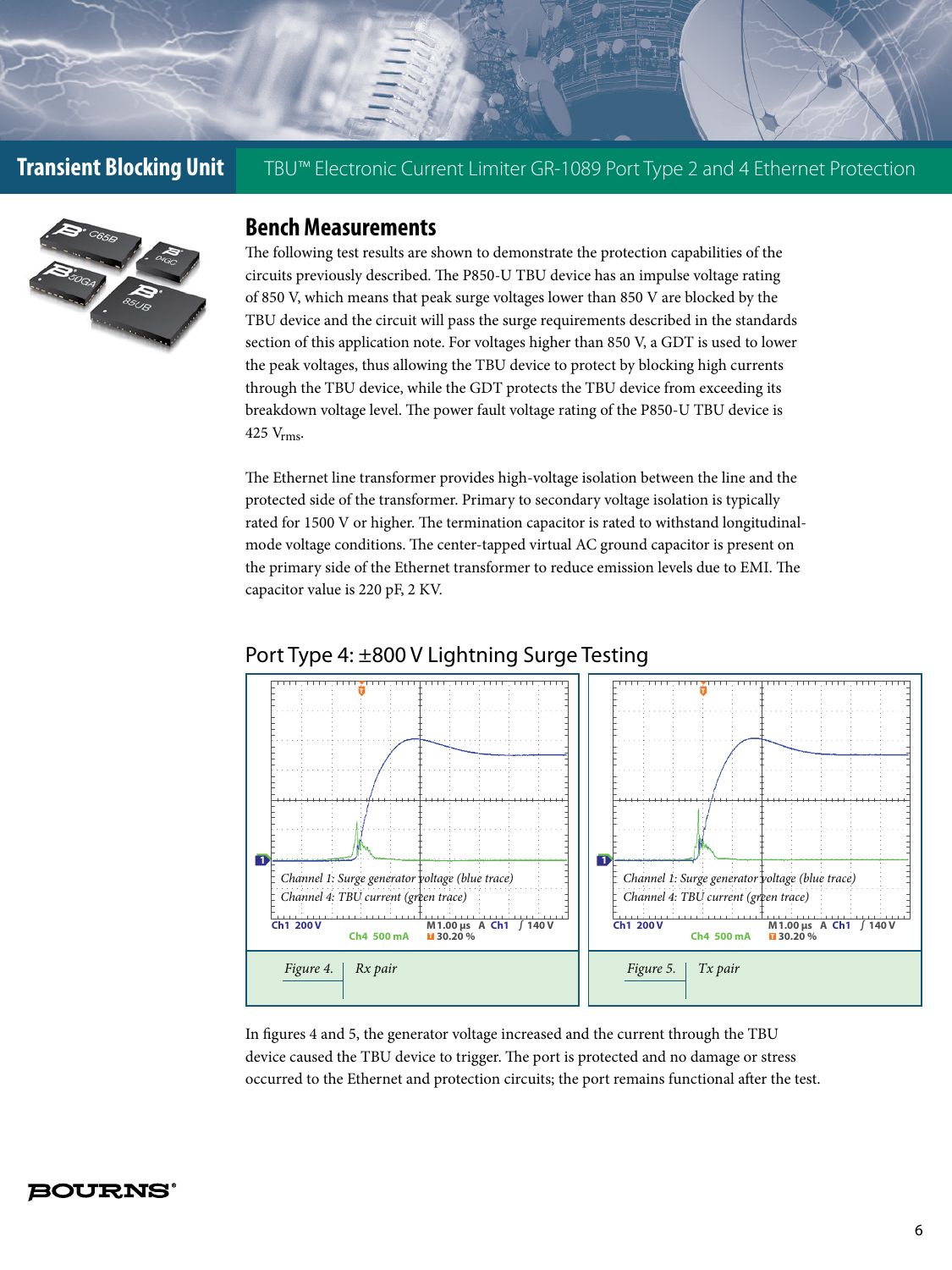## Bench Measurements

The following test results are shown to demonstrate the protection capabilities of the circuits previously described. The P850-U TBU device has an impulse voltage rating of 850 V, which means that peak surge voltages lower than 850 V are blocked by the TBU device and the circuit will pass the surge requirements described in the standards section of this application note. For voltages higher than 850 V, a GDT is used to lower the peak voltages, thus allowing the TBU device to protect by blocking high currents through the TBU device, while the GDT protects the TBU device from exceeding its breakdown voltage level. The power fault voltage rating of the P850-U TBU device is 425 $V_{rms}$.

The Ethernet line transformer provides high-voltage isolation between the line and the protected side of the transformer. Primary to secondary voltage isolation is typically rated for 1500 V or higher. The termination capacitor is rated to withstand longitudinal-mode voltage conditions. The center-tapped virtual AC ground capacitor is present on the primary side of the Ethernet transformer to reduce emission levels due to EMI. The capacitor value is 220 pF, 2 KV.

### Port Type 4: ±800 V Lightning Surge Testing

*Channel 1: Surge generator voltage (blue trace)*
*Channel 4: TBU current (green trace)*

Ch1 200 V Ch4 500 mA M 1.00 µs A Ch1 ∫ 140 V 30.20 %

*Figure 4.* | *Rx pair*

*Channel 1: Surge generator voltage (blue trace)*
*Channel 4: TBU current (green trace)*

Ch1 200 V Ch4 500 mA M 1.00 µs A Ch1 ∫ 140 V 30.20 %

*Figure 5.* | *Tx pair*

In figures 4 and 5, the generator voltage increased and the current through the TBU device caused the TBU device to trigger. The port is protected and no damage or stress occurred to the Ethernet and protection circuits; the port remains functional after the test.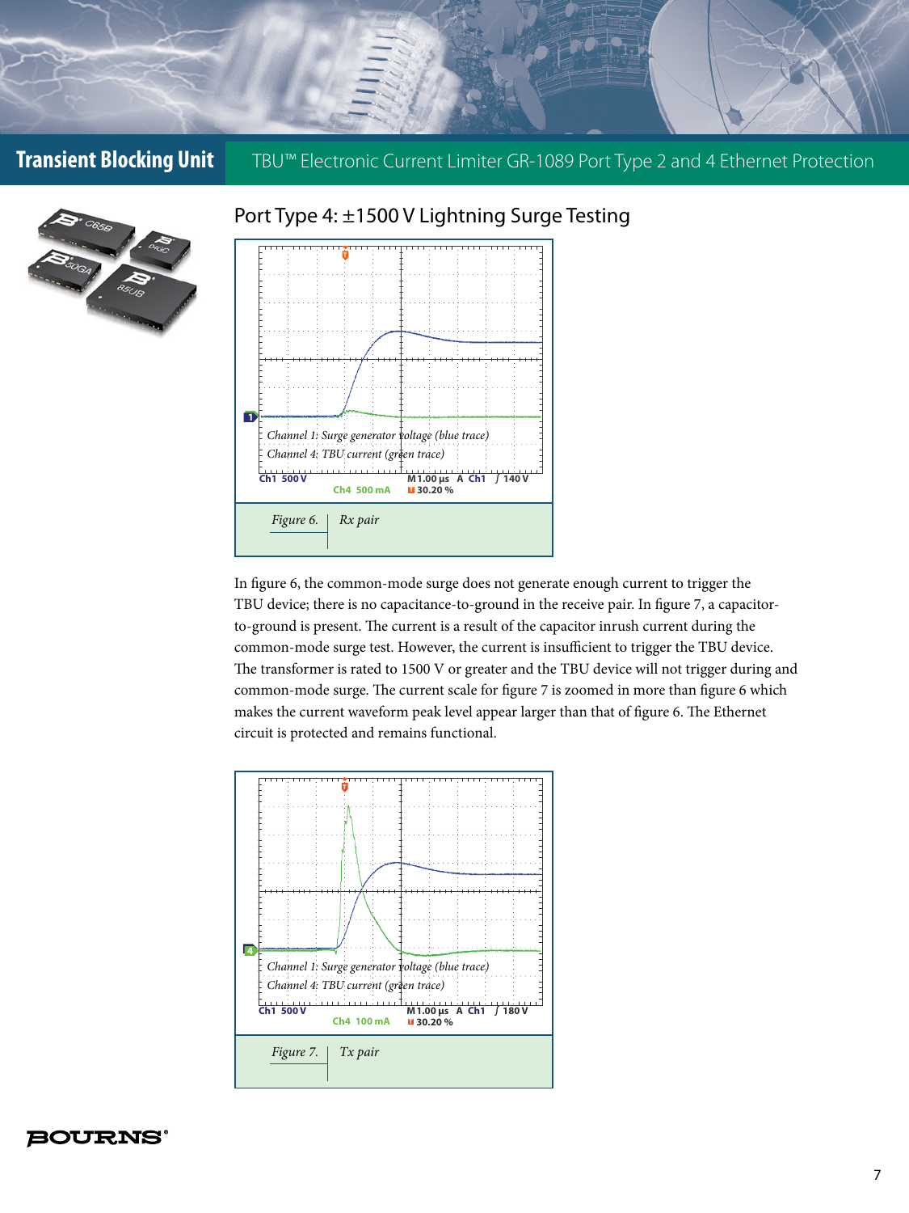## Port Type 4: ±1500 V Lightning Surge Testing

Channel 1: Surge generator voltage (blue trace)
Channel 4: TBU current (green trace)

Ch1 500 V    Ch4 500 mA    M 1.00 µs A Ch1 ∫ 140 V    30.20 %

Figure 6. | Rx pair

In figure 6, the common-mode surge does not generate enough current to trigger the TBU device; there is no capacitance-to-ground in the receive pair. In figure 7, a capacitor-to-ground is present. The current is a result of the capacitor inrush current during the common-mode surge test. However, the current is insufficient to trigger the TBU device. The transformer is rated to 1500 V or greater and the TBU device will not trigger during and common-mode surge. The current scale for figure 7 is zoomed in more than figure 6 which makes the current waveform peak level appear larger than that of figure 6. The Ethernet circuit is protected and remains functional.

Channel 1: Surge generator voltage (blue trace)
Channel 4: TBU current (green trace)

Ch1 500 V    Ch4 100 mA    M 1.00 µs A Ch1 ∫ 180 V    30.20 %

Figure 7. | Tx pair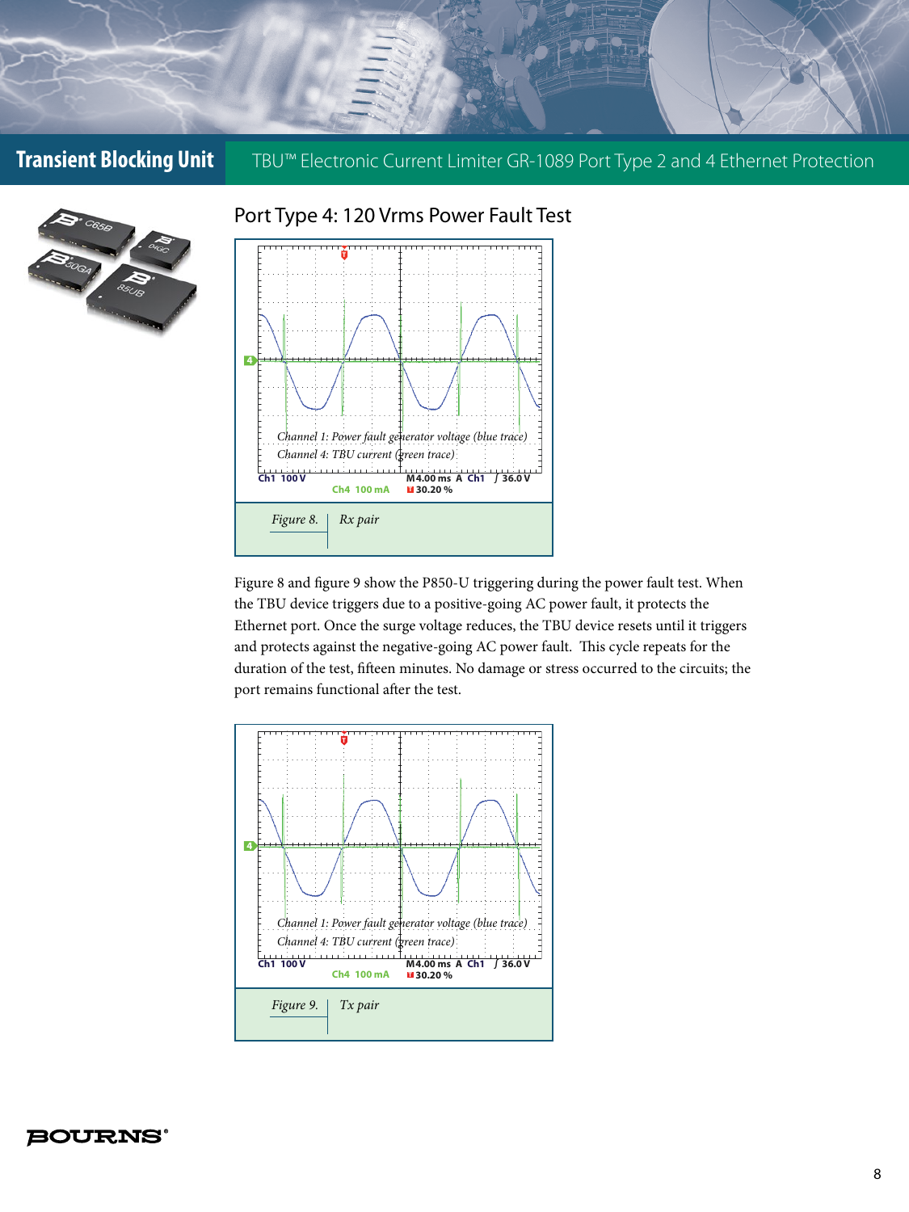## Port Type 4: 120 Vrms Power Fault Test

Channel 1: Power fault generator voltage (blue trace)
Channel 4: TBU current (green trace)

Ch1 100 V M4.00 ms A Ch1 ∫ 36.0 V
Ch4 100 mA 30.20 %

Figure 8. Rx pair

Figure 8 and figure 9 show the P850-U triggering during the power fault test. When the TBU device triggers due to a positive-going AC power fault, it protects the Ethernet port. Once the surge voltage reduces, the TBU device resets until it triggers and protects against the negative-going AC power fault. This cycle repeats for the duration of the test, fifteen minutes. No damage or stress occurred to the circuits; the port remains functional after the test.

Channel 1: Power fault generator voltage (blue trace)
Channel 4: TBU current (green trace)

Ch1 100 V M4.00 ms A Ch1 ∫ 36.0 V
Ch4 100 mA 30.20 %

Figure 9. Tx pair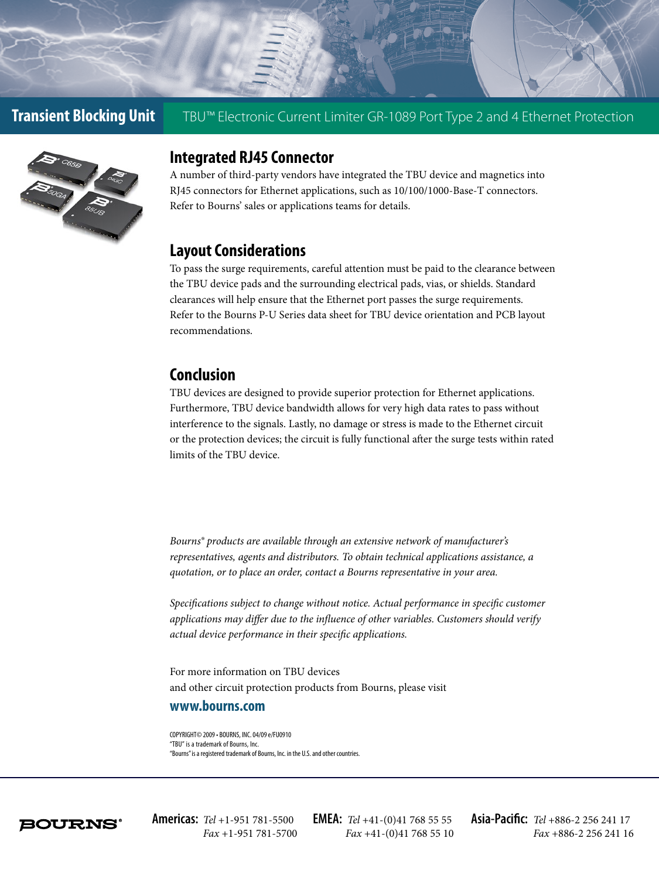## Integrated RJ45 Connector

A number of third-party vendors have integrated the TBU device and magnetics into RJ45 connectors for Ethernet applications, such as 10/100/1000-Base-T connectors. Refer to Bourns' sales or applications teams for details.

## Layout Considerations

To pass the surge requirements, careful attention must be paid to the clearance between the TBU device pads and the surrounding electrical pads, vias, or shields. Standard clearances will help ensure that the Ethernet port passes the surge requirements. Refer to the Bourns P-U Series data sheet for TBU device orientation and PCB layout recommendations.

## Conclusion

TBU devices are designed to provide superior protection for Ethernet applications. Furthermore, TBU device bandwidth allows for very high data rates to pass without interference to the signals. Lastly, no damage or stress is made to the Ethernet circuit or the protection devices; the circuit is fully functional after the surge tests within rated limits of the TBU device.

*Bourns® products are available through an extensive network of manufacturer's representatives, agents and distributors. To obtain technical applications assistance, a quotation, or to place an order, contact a Bourns representative in your area.*

*Specifications subject to change without notice. Actual performance in specific customer applications may differ due to the influence of other variables. Customers should verify actual device performance in their specific applications.*

For more information on TBU devices
and other circuit protection products from Bourns, please visit

**www.bourns.com**

COPYRIGHT© 2009 • BOURNS, INC. 04/09 e/FU0910
"TBU" is a trademark of Bourns, Inc.
"Bourns" is a registered trademark of Bourns, Inc. in the U.S. and other countries.

**Americas:** *Tel* +1-951 781-5500 *Fax* +1-951 781-5700

**EMEA:** *Tel* +41-(0)41 768 55 55 *Fax* +41-(0)41 768 55 10

**Asia-Pacific:** *Tel* +886-2 256 241 17 *Fax* +886-2 256 241 16